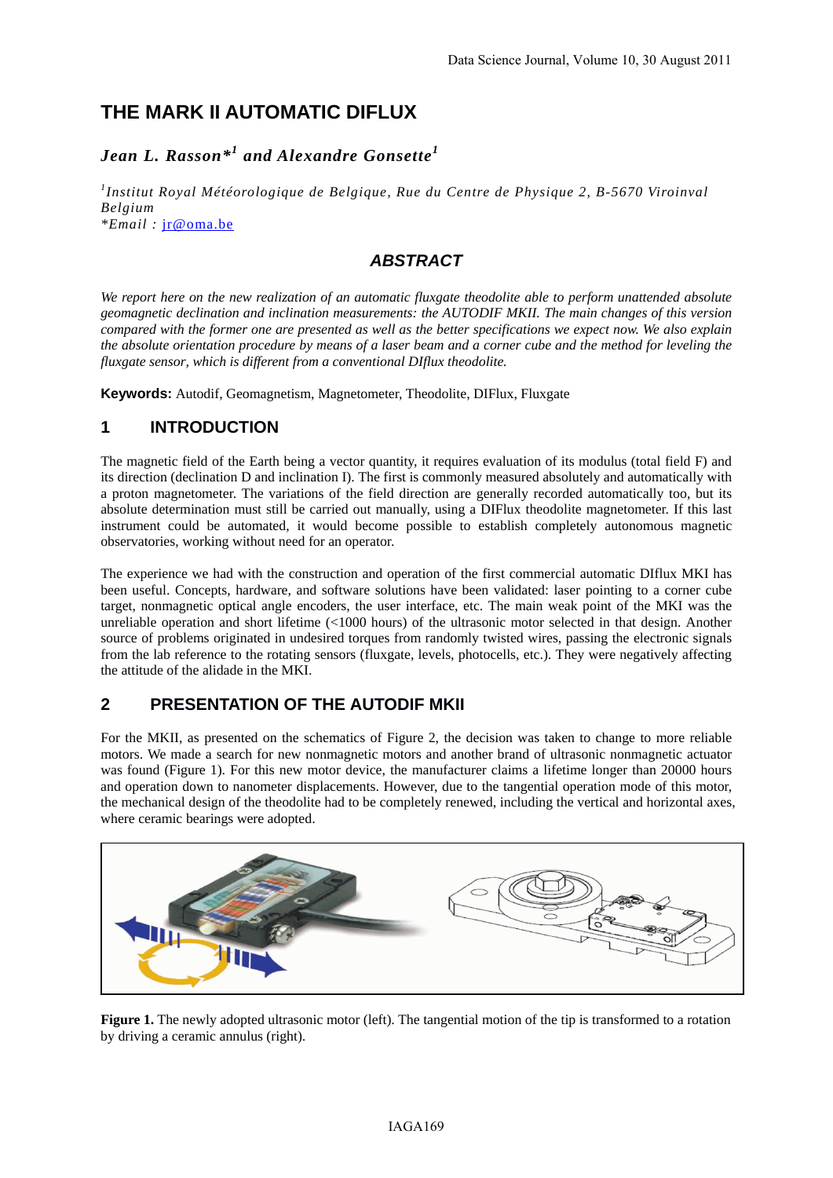# THE MARK II AUTOMATIC DIFLUX

***Jean L. Rasson**[1] and Alexandre Gonsette[1]*

*[1]Institut Royal Météorologique de Belgique, Rue du Centre de Physique 2, B-5670 Viroinval Belgium*
**Email : jr@oma.be*

## ABSTRACT

*We report here on the new realization of an automatic fluxgate theodolite able to perform unattended absolute geomagnetic declination and inclination measurements: the AUTODIF MKII. The main changes of this version compared with the former one are presented as well as the better specifications we expect now. We also explain the absolute orientation procedure by means of a laser beam and a corner cube and the method for leveling the fluxgate sensor, which is different from a conventional DIflux theodolite.*

**Keywords:** Autodif, Geomagnetism, Magnetometer, Theodolite, DIFlux, Fluxgate

## 1 INTRODUCTION

The magnetic field of the Earth being a vector quantity, it requires evaluation of its modulus (total field F) and its direction (declination D and inclination I). The first is commonly measured absolutely and automatically with a proton magnetometer. The variations of the field direction are generally recorded automatically too, but its absolute determination must still be carried out manually, using a DIFlux theodolite magnetometer. If this last instrument could be automated, it would become possible to establish completely autonomous magnetic observatories, working without need for an operator.

The experience we had with the construction and operation of the first commercial automatic DIflux MKI has been useful. Concepts, hardware, and software solutions have been validated: laser pointing to a corner cube target, nonmagnetic optical angle encoders, the user interface, etc. The main weak point of the MKI was the unreliable operation and short lifetime (<1000 hours) of the ultrasonic motor selected in that design. Another source of problems originated in undesired torques from randomly twisted wires, passing the electronic signals from the lab reference to the rotating sensors (fluxgate, levels, photocells, etc.). They were negatively affecting the attitude of the alidade in the MKI.

## 2 PRESENTATION OF THE AUTODIF MKII

For the MKII, as presented on the schematics of Figure 2, the decision was taken to change to more reliable motors. We made a search for new nonmagnetic motors and another brand of ultrasonic nonmagnetic actuator was found (Figure 1). For this new motor device, the manufacturer claims a lifetime longer than 20000 hours and operation down to nanometer displacements. However, due to the tangential operation mode of this motor, the mechanical design of the theodolite had to be completely renewed, including the vertical and horizontal axes, where ceramic bearings were adopted.

**Figure 1.** The newly adopted ultrasonic motor (left). The tangential motion of the tip is transformed to a rotation by driving a ceramic annulus (right).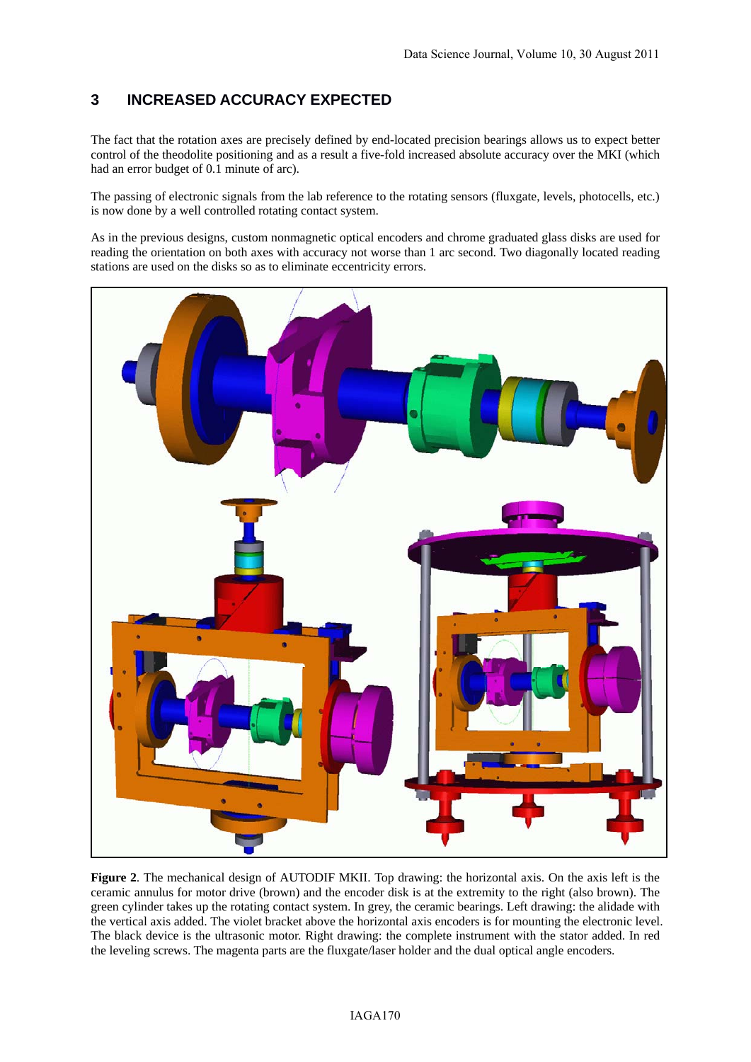## 3 INCREASED ACCURACY EXPECTED

The fact that the rotation axes are precisely defined by end-located precision bearings allows us to expect better control of the theodolite positioning and as a result a five-fold increased absolute accuracy over the MKI (which had an error budget of 0.1 minute of arc).

The passing of electronic signals from the lab reference to the rotating sensors (fluxgate, levels, photocells, etc.) is now done by a well controlled rotating contact system.

As in the previous designs, custom nonmagnetic optical encoders and chrome graduated glass disks are used for reading the orientation on both axes with accuracy not worse than 1 arc second. Two diagonally located reading stations are used on the disks so as to eliminate eccentricity errors.

**Figure 2**. The mechanical design of AUTODIF MKII. Top drawing: the horizontal axis. On the axis left is the ceramic annulus for motor drive (brown) and the encoder disk is at the extremity to the right (also brown). The green cylinder takes up the rotating contact system. In grey, the ceramic bearings. Left drawing: the alidade with the vertical axis added. The violet bracket above the horizontal axis encoders is for mounting the electronic level. The black device is the ultrasonic motor. Right drawing: the complete instrument with the stator added. In red the leveling screws. The magenta parts are the fluxgate/laser holder and the dual optical angle encoders.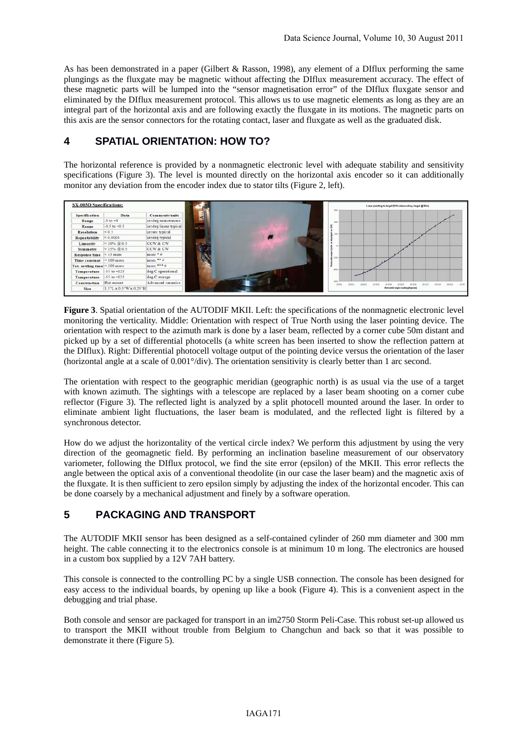As has been demonstrated in a paper (Gilbert & Rasson, 1998), any element of a DIflux performing the same plungings as the fluxgate may be magnetic without affecting the DIflux measurement accuracy. The effect of these magnetic parts will be lumped into the "sensor magnetisation error" of the DIflux fluxgate sensor and eliminated by the DIflux measurement protocol. This allows us to use magnetic elements as long as they are an integral part of the horizontal axis and are following exactly the fluxgate in its motions. The magnetic parts on this axis are the sensor connectors for the rotating contact, laser and fluxgate as well as the graduated disk.

## 4 SPATIAL ORIENTATION: HOW TO?

The horizontal reference is provided by a nonmagnetic electronic level with adequate stability and sensitivity specifications (Figure 3). The level is mounted directly on the horizontal axis encoder so it can additionally monitor any deviation from the encoder index due to stator tilts (Figure 2, left).

SX-003D Specifications:

| Specification | Data | Comments/units |
|---|---|---|
| Range | -3 to +3 | arcdeg monotonous |
| Range | -0.5 to +0.5 | arcdeg linear typical |
| Resolution | < 0.5 | arcsec typical |
| Repeatability | < 0.0003 | arcdeg typical |
| Linearity | < 10% @ 0.5 | CCW & CW |
| Symmetry | < 15% @ 0.5 | CCW & CW |
| Response time | < 15 msec | msec * # |
| Time constant | < 100 msec | msec ** # |
| Tot. settling time | < 500 msec | msec *** # |
| Temperature | -55 to +125 | deg C operational |
| Temperature | -55 to +125 | deg C storage |
| Construction | Flat mount | Advanced ceramics |
| Size | 1.5"L x 0.5"W x 0.25"H | |

**Figure 3**. Spatial orientation of the AUTODIF MKII. Left: the specifications of the nonmagnetic electronic level monitoring the verticality. Middle: Orientation with respect of True North using the laser pointing device. The orientation with respect to the azimuth mark is done by a laser beam, reflected by a corner cube 50m distant and picked up by a set of differential photocells (a white screen has been inserted to show the reflection pattern at the DIflux). Right: Differential photocell voltage output of the pointing device versus the orientation of the laser (horizontal angle at a scale of 0.001°/div). The orientation sensitivity is clearly better than 1 arc second.

The orientation with respect to the geographic meridian (geographic north) is as usual via the use of a target with known azimuth. The sightings with a telescope are replaced by a laser beam shooting on a corner cube reflector (Figure 3). The reflected light is analyzed by a split photocell mounted around the laser. In order to eliminate ambient light fluctuations, the laser beam is modulated, and the reflected light is filtered by a synchronous detector.

How do we adjust the horizontality of the vertical circle index? We perform this adjustment by using the very direction of the geomagnetic field. By performing an inclination baseline measurement of our observatory variometer, following the DIflux protocol, we find the site error (epsilon) of the MKII. This error reflects the angle between the optical axis of a conventional theodolite (in our case the laser beam) and the magnetic axis of the fluxgate. It is then sufficient to zero epsilon simply by adjusting the index of the horizontal encoder. This can be done coarsely by a mechanical adjustment and finely by a software operation.

## 5 PACKAGING AND TRANSPORT

The AUTODIF MKII sensor has been designed as a self-contained cylinder of 260 mm diameter and 300 mm height. The cable connecting it to the electronics console is at minimum 10 m long. The electronics are housed in a custom box supplied by a 12V 7AH battery.

This console is connected to the controlling PC by a single USB connection. The console has been designed for easy access to the individual boards, by opening up like a book (Figure 4). This is a convenient aspect in the debugging and trial phase.

Both console and sensor are packaged for transport in an im2750 Storm Peli-Case. This robust set-up allowed us to transport the MKII without trouble from Belgium to Changchun and back so that it was possible to demonstrate it there (Figure 5).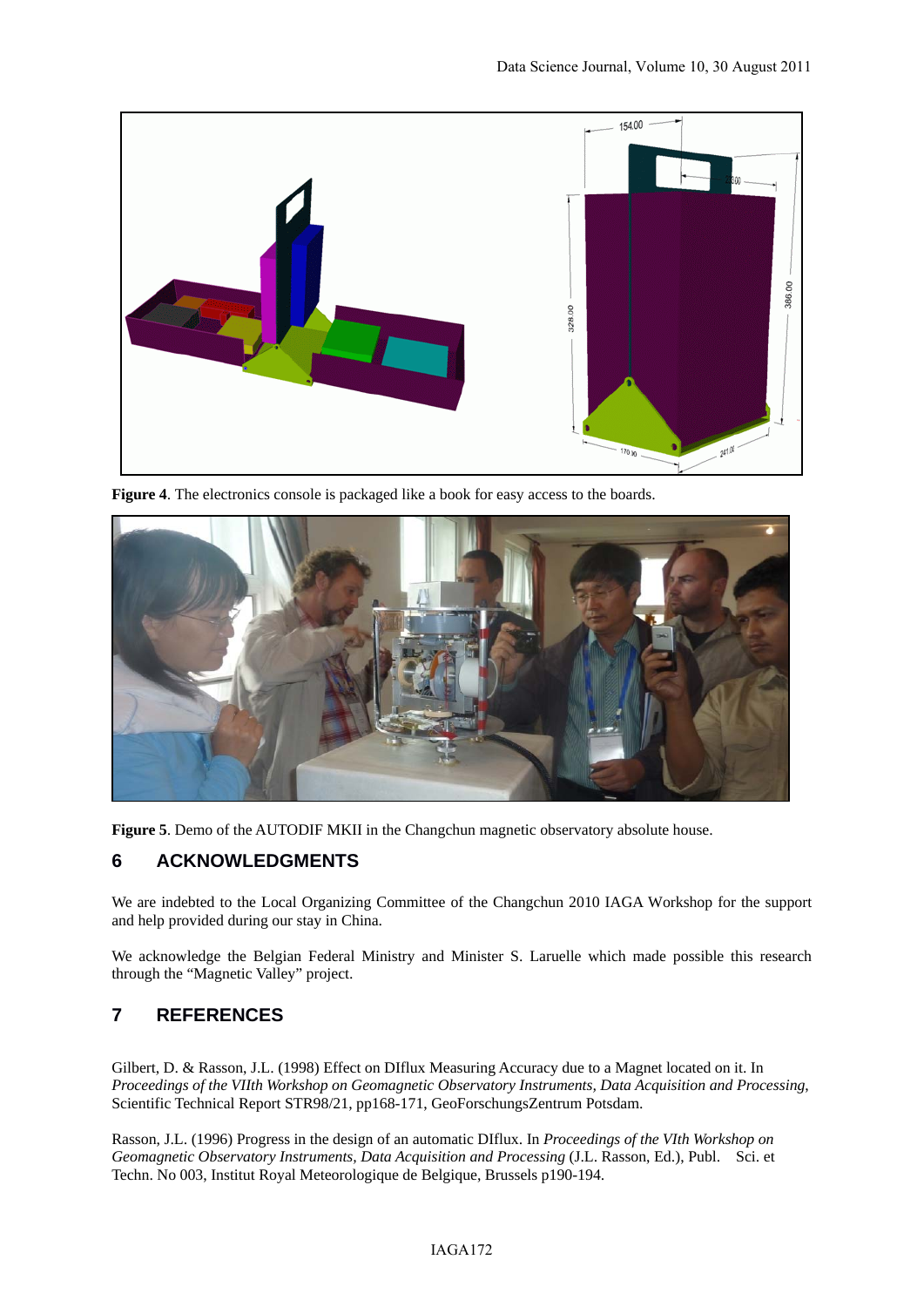Figure 4. The electronics console is packaged like a book for easy access to the boards.

Figure 5. Demo of the AUTODIF MKII in the Changchun magnetic observatory absolute house.

## 6 ACKNOWLEDGMENTS

We are indebted to the Local Organizing Committee of the Changchun 2010 IAGA Workshop for the support and help provided during our stay in China.

We acknowledge the Belgian Federal Ministry and Minister S. Laruelle which made possible this research through the "Magnetic Valley" project.

## 7 REFERENCES

Gilbert, D. & Rasson, J.L. (1998) Effect on DIflux Measuring Accuracy due to a Magnet located on it. In *Proceedings of the VIIth Workshop on Geomagnetic Observatory Instruments, Data Acquisition and Processing*, Scientific Technical Report STR98/21, pp168-171, GeoForschungsZentrum Potsdam.

Rasson, J.L. (1996) Progress in the design of an automatic DIflux. In *Proceedings of the VIth Workshop on Geomagnetic Observatory Instruments, Data Acquisition and Processing* (J.L. Rasson, Ed.), Publ. Sci. et Techn. No 003, Institut Royal Meteorologique de Belgique, Brussels p190-194.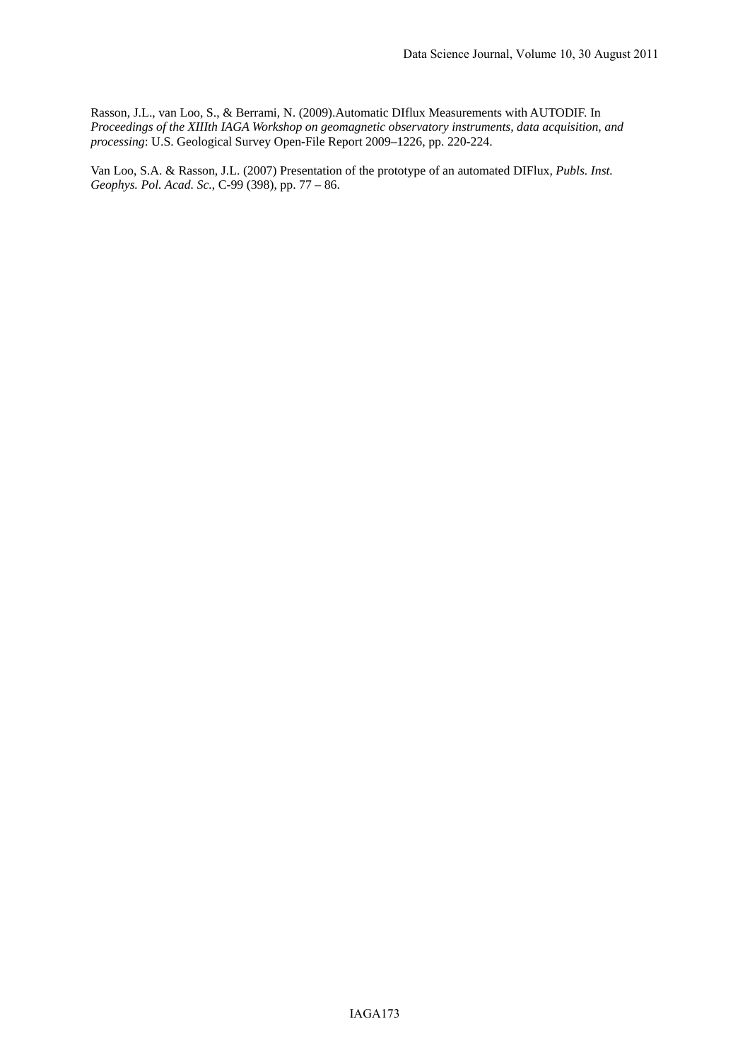Rasson, J.L., van Loo, S., & Berrami, N. (2009).Automatic DIflux Measurements with AUTODIF. In *Proceedings of the XIIIth IAGA Workshop on geomagnetic observatory instruments, data acquisition, and processing*: U.S. Geological Survey Open-File Report 2009–1226, pp. 220-224.

Van Loo, S.A. & Rasson, J.L. (2007) Presentation of the prototype of an automated DIFlux, *Publs. Inst. Geophys. Pol. Acad. Sc.*, C-99 (398), pp. 77 – 86.